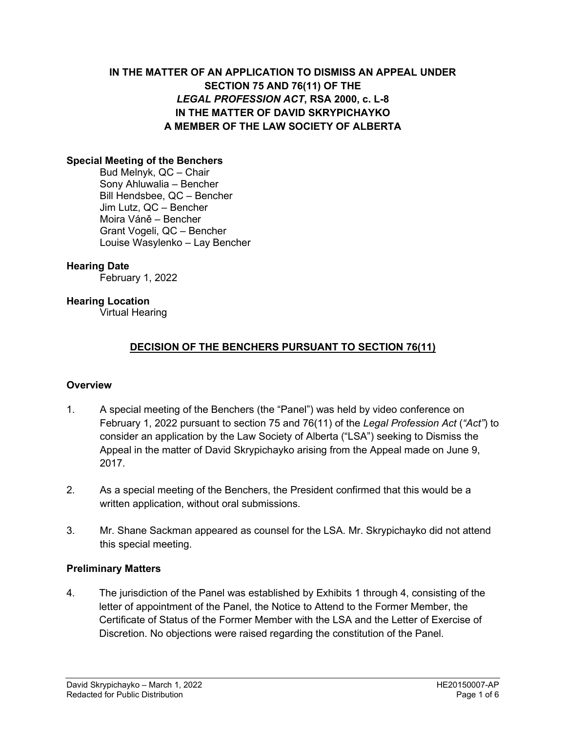**IN THE MATTER OF AN APPLICATION TO DISMISS AN APPEAL UNDER SECTION 75 AND 76(11) OF THE *LEGAL PROFESSION ACT*, RSA 2000, c. L-8**
**IN THE MATTER OF DAVID SKRYPICHAYKO**
**A MEMBER OF THE LAW SOCIETY OF ALBERTA**

**Special Meeting of the Benchers**

Bud Melnyk, QC – Chair
Sony Ahluwalia – Bencher
Bill Hendsbee, QC – Bencher
Jim Lutz, QC – Bencher
Moira Váně – Bencher
Grant Vogeli, QC – Bencher
Louise Wasylenko – Lay Bencher

**Hearing Date**

February 1, 2022

**Hearing Location**

Virtual Hearing

## DECISION OF THE BENCHERS PURSUANT TO SECTION 76(11)

### Overview

1. A special meeting of the Benchers (the "Panel") was held by video conference on February 1, 2022 pursuant to section 75 and 76(11) of the *Legal Profession Act* (*"Act"*) to consider an application by the Law Society of Alberta ("LSA") seeking to Dismiss the Appeal in the matter of David Skrypichayko arising from the Appeal made on June 9, 2017.

2. As a special meeting of the Benchers, the President confirmed that this would be a written application, without oral submissions.

3. Mr. Shane Sackman appeared as counsel for the LSA. Mr. Skrypichayko did not attend this special meeting.

### Preliminary Matters

4. The jurisdiction of the Panel was established by Exhibits 1 through 4, consisting of the letter of appointment of the Panel, the Notice to Attend to the Former Member, the Certificate of Status of the Former Member with the LSA and the Letter of Exercise of Discretion. No objections were raised regarding the constitution of the Panel.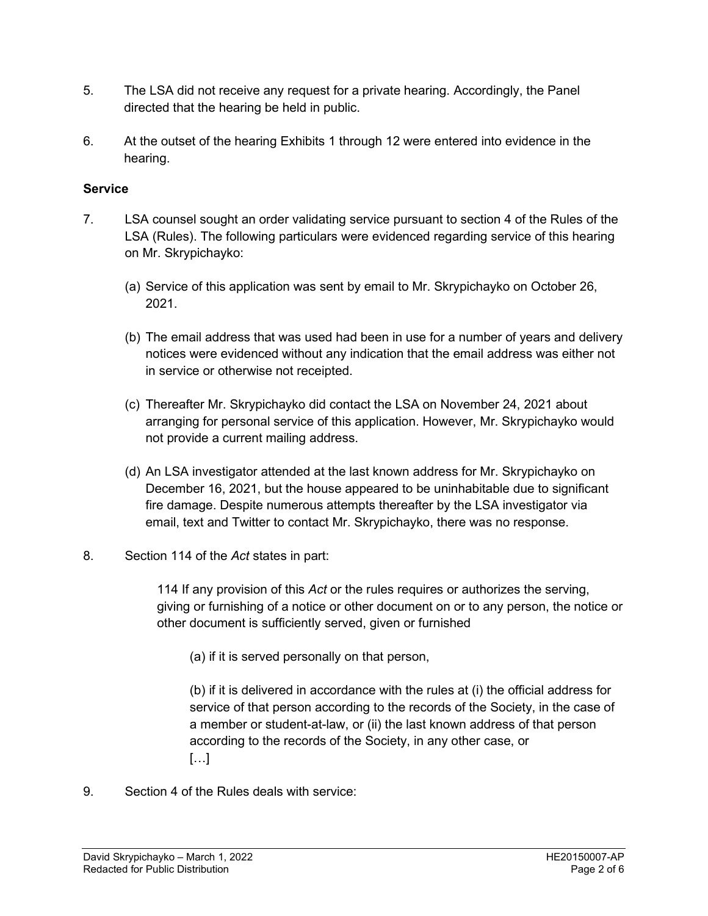5. The LSA did not receive any request for a private hearing. Accordingly, the Panel directed that the hearing be held in public.

6. At the outset of the hearing Exhibits 1 through 12 were entered into evidence in the hearing.

**Service**

7. LSA counsel sought an order validating service pursuant to section 4 of the Rules of the LSA (Rules). The following particulars were evidenced regarding service of this hearing on Mr. Skrypichayko:

   (a) Service of this application was sent by email to Mr. Skrypichayko on October 26, 2021.

   (b) The email address that was used had been in use for a number of years and delivery notices were evidenced without any indication that the email address was either not in service or otherwise not receipted.

   (c) Thereafter Mr. Skrypichayko did contact the LSA on November 24, 2021 about arranging for personal service of this application. However, Mr. Skrypichayko would not provide a current mailing address.

   (d) An LSA investigator attended at the last known address for Mr. Skrypichayko on December 16, 2021, but the house appeared to be uninhabitable due to significant fire damage. Despite numerous attempts thereafter by the LSA investigator via email, text and Twitter to contact Mr. Skrypichayko, there was no response.

8. Section 114 of the *Act* states in part:

> 114 If any provision of this *Act* or the rules requires or authorizes the serving, giving or furnishing of a notice or other document on or to any person, the notice or other document is sufficiently served, given or furnished
>
> (a) if it is served personally on that person,
>
> (b) if it is delivered in accordance with the rules at (i) the official address for service of that person according to the records of the Society, in the case of a member or student-at-law, or (ii) the last known address of that person according to the records of the Society, in any other case, or
> […]

9. Section 4 of the Rules deals with service: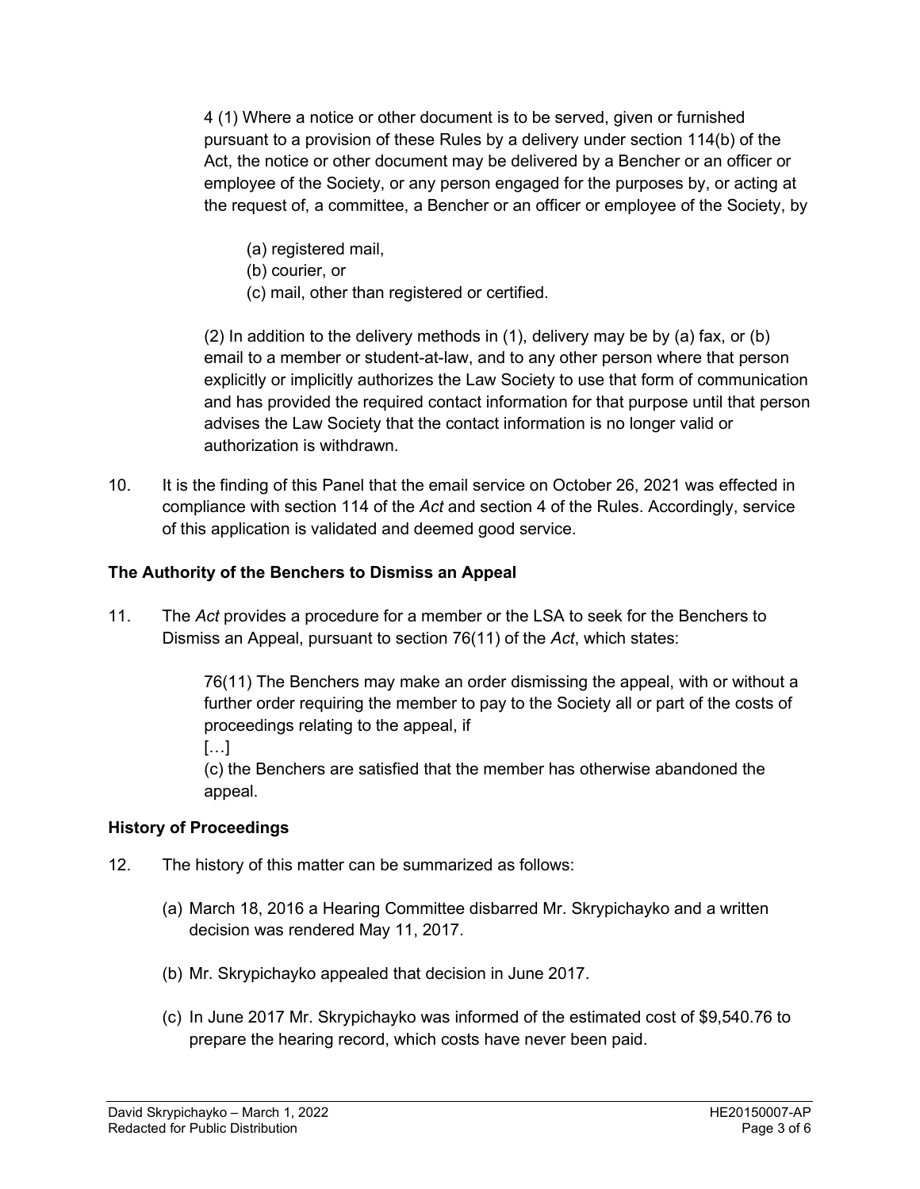4 (1) Where a notice or other document is to be served, given or furnished pursuant to a provision of these Rules by a delivery under section 114(b) of the Act, the notice or other document may be delivered by a Bencher or an officer or employee of the Society, or any person engaged for the purposes by, or acting at the request of, a committee, a Bencher or an officer or employee of the Society, by

> (a) registered mail,
> (b) courier, or
> (c) mail, other than registered or certified.

(2) In addition to the delivery methods in (1), delivery may be by (a) fax, or (b) email to a member or student-at-law, and to any other person where that person explicitly or implicitly authorizes the Law Society to use that form of communication and has provided the required contact information for that purpose until that person advises the Law Society that the contact information is no longer valid or authorization is withdrawn.

10. It is the finding of this Panel that the email service on October 26, 2021 was effected in compliance with section 114 of the *Act* and section 4 of the Rules. Accordingly, service of this application is validated and deemed good service.

## The Authority of the Benchers to Dismiss an Appeal

11. The *Act* provides a procedure for a member or the LSA to seek for the Benchers to Dismiss an Appeal, pursuant to section 76(11) of the *Act*, which states:

> 76(11) The Benchers may make an order dismissing the appeal, with or without a further order requiring the member to pay to the Society all or part of the costs of proceedings relating to the appeal, if
> […]
> (c) the Benchers are satisfied that the member has otherwise abandoned the appeal.

## History of Proceedings

12. The history of this matter can be summarized as follows:

    (a) March 18, 2016 a Hearing Committee disbarred Mr. Skrypichayko and a written decision was rendered May 11, 2017.

    (b) Mr. Skrypichayko appealed that decision in June 2017.

    (c) In June 2017 Mr. Skrypichayko was informed of the estimated cost of $9,540.76 to prepare the hearing record, which costs have never been paid.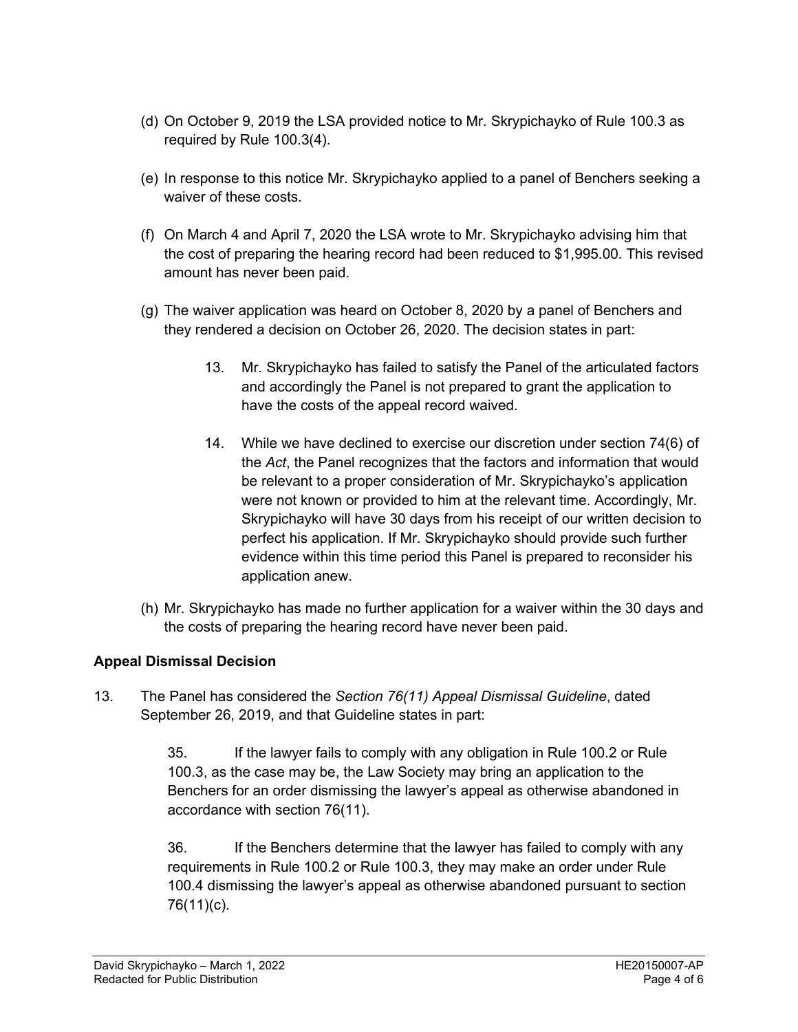(d) On October 9, 2019 the LSA provided notice to Mr. Skrypichayko of Rule 100.3 as required by Rule 100.3(4).

(e) In response to this notice Mr. Skrypichayko applied to a panel of Benchers seeking a waiver of these costs.

(f) On March 4 and April 7, 2020 the LSA wrote to Mr. Skrypichayko advising him that the cost of preparing the hearing record had been reduced to $1,995.00. This revised amount has never been paid.

(g) The waiver application was heard on October 8, 2020 by a panel of Benchers and they rendered a decision on October 26, 2020. The decision states in part:

> 13. Mr. Skrypichayko has failed to satisfy the Panel of the articulated factors and accordingly the Panel is not prepared to grant the application to have the costs of the appeal record waived.
>
> 14. While we have declined to exercise our discretion under section 74(6) of the *Act*, the Panel recognizes that the factors and information that would be relevant to a proper consideration of Mr. Skrypichayko's application were not known or provided to him at the relevant time. Accordingly, Mr. Skrypichayko will have 30 days from his receipt of our written decision to perfect his application. If Mr. Skrypichayko should provide such further evidence within this time period this Panel is prepared to reconsider his application anew.

(h) Mr. Skrypichayko has made no further application for a waiver within the 30 days and the costs of preparing the hearing record have never been paid.

**Appeal Dismissal Decision**

13. The Panel has considered the *Section 76(11) Appeal Dismissal Guideline*, dated September 26, 2019, and that Guideline states in part:

> 35. If the lawyer fails to comply with any obligation in Rule 100.2 or Rule 100.3, as the case may be, the Law Society may bring an application to the Benchers for an order dismissing the lawyer's appeal as otherwise abandoned in accordance with section 76(11).
>
> 36. If the Benchers determine that the lawyer has failed to comply with any requirements in Rule 100.2 or Rule 100.3, they may make an order under Rule 100.4 dismissing the lawyer's appeal as otherwise abandoned pursuant to section 76(11)(c).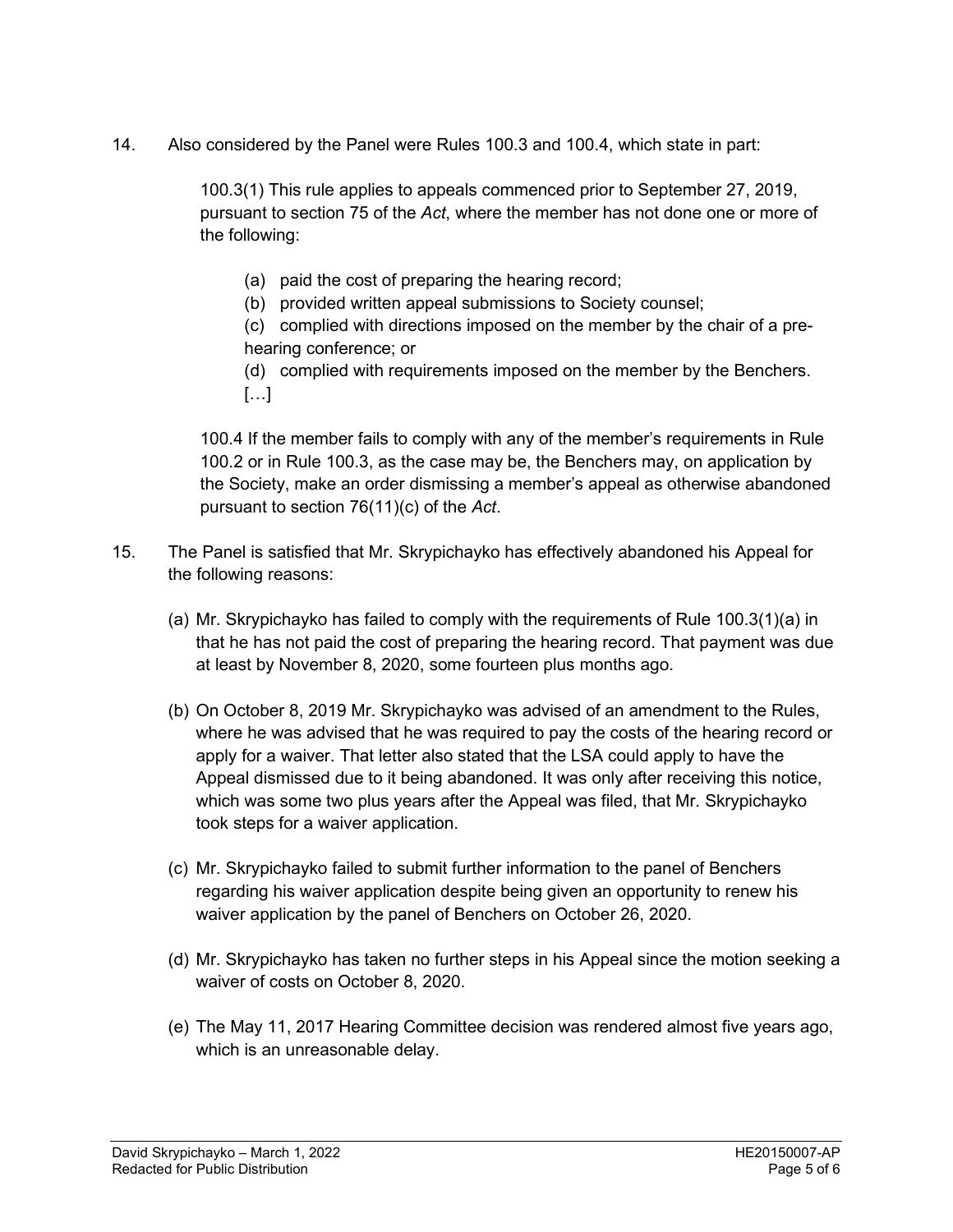14. Also considered by the Panel were Rules 100.3 and 100.4, which state in part:

> 100.3(1) This rule applies to appeals commenced prior to September 27, 2019, pursuant to section 75 of the *Act*, where the member has not done one or more of the following:
>
> (a) paid the cost of preparing the hearing record;
>
> (b) provided written appeal submissions to Society counsel;
>
> (c) complied with directions imposed on the member by the chair of a pre-hearing conference; or
>
> (d) complied with requirements imposed on the member by the Benchers.
>
> […]
>
> 100.4 If the member fails to comply with any of the member's requirements in Rule 100.2 or in Rule 100.3, as the case may be, the Benchers may, on application by the Society, make an order dismissing a member's appeal as otherwise abandoned pursuant to section 76(11)(c) of the *Act*.

15. The Panel is satisfied that Mr. Skrypichayko has effectively abandoned his Appeal for the following reasons:

    (a) Mr. Skrypichayko has failed to comply with the requirements of Rule 100.3(1)(a) in that he has not paid the cost of preparing the hearing record. That payment was due at least by November 8, 2020, some fourteen plus months ago.

    (b) On October 8, 2019 Mr. Skrypichayko was advised of an amendment to the Rules, where he was advised that he was required to pay the costs of the hearing record or apply for a waiver. That letter also stated that the LSA could apply to have the Appeal dismissed due to it being abandoned. It was only after receiving this notice, which was some two plus years after the Appeal was filed, that Mr. Skrypichayko took steps for a waiver application.

    (c) Mr. Skrypichayko failed to submit further information to the panel of Benchers regarding his waiver application despite being given an opportunity to renew his waiver application by the panel of Benchers on October 26, 2020.

    (d) Mr. Skrypichayko has taken no further steps in his Appeal since the motion seeking a waiver of costs on October 8, 2020.

    (e) The May 11, 2017 Hearing Committee decision was rendered almost five years ago, which is an unreasonable delay.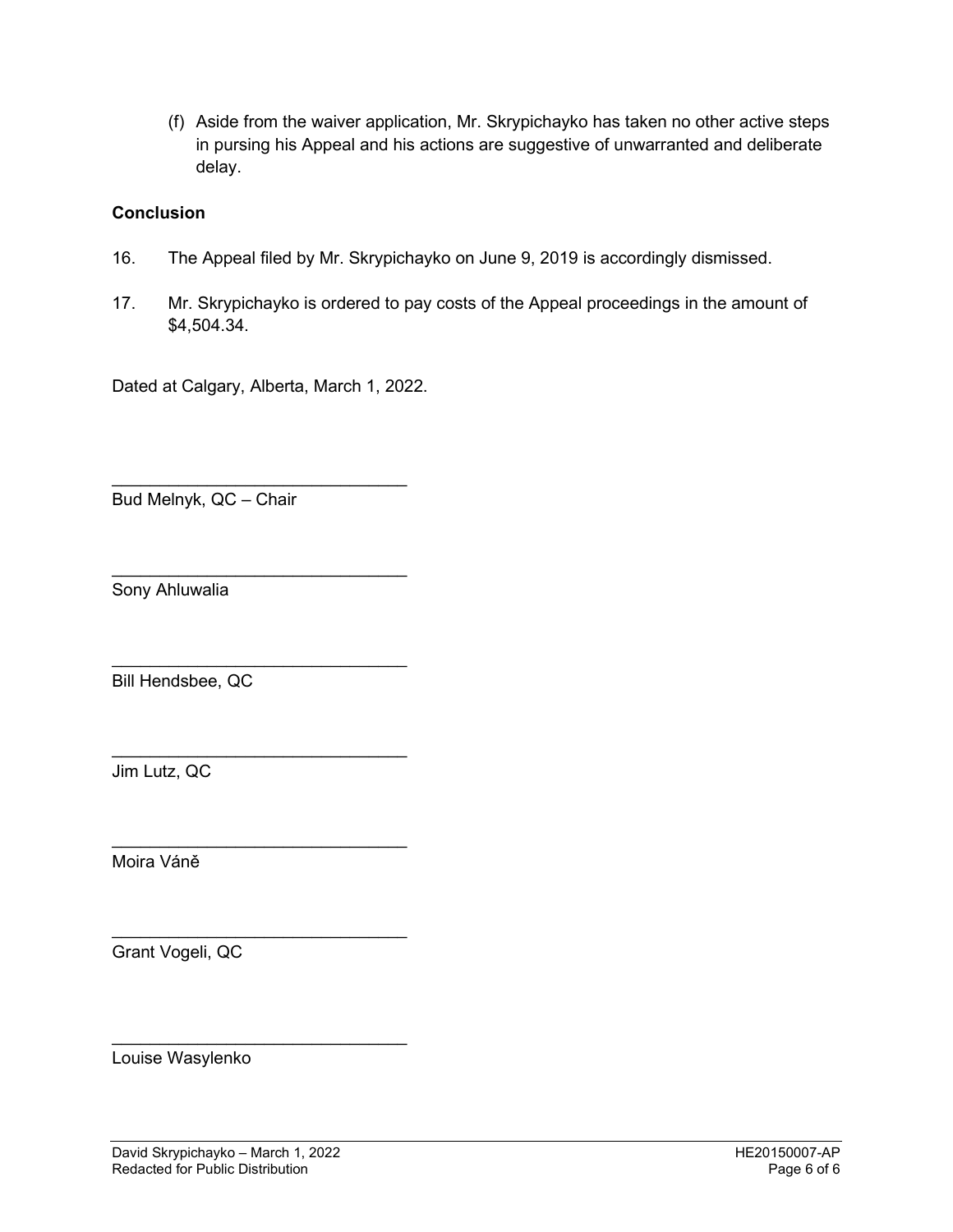(f) Aside from the waiver application, Mr. Skrypichayko has taken no other active steps in pursing his Appeal and his actions are suggestive of unwarranted and deliberate delay.

**Conclusion**

16. The Appeal filed by Mr. Skrypichayko on June 9, 2019 is accordingly dismissed.

17. Mr. Skrypichayko is ordered to pay costs of the Appeal proceedings in the amount of $4,504.34.

Dated at Calgary, Alberta, March 1, 2022.

_______________________________
Bud Melnyk, QC – Chair

_______________________________
Sony Ahluwalia

_______________________________
Bill Hendsbee, QC

_______________________________
Jim Lutz, QC

_______________________________
Moira Váně

_______________________________
Grant Vogeli, QC

_______________________________
Louise Wasylenko